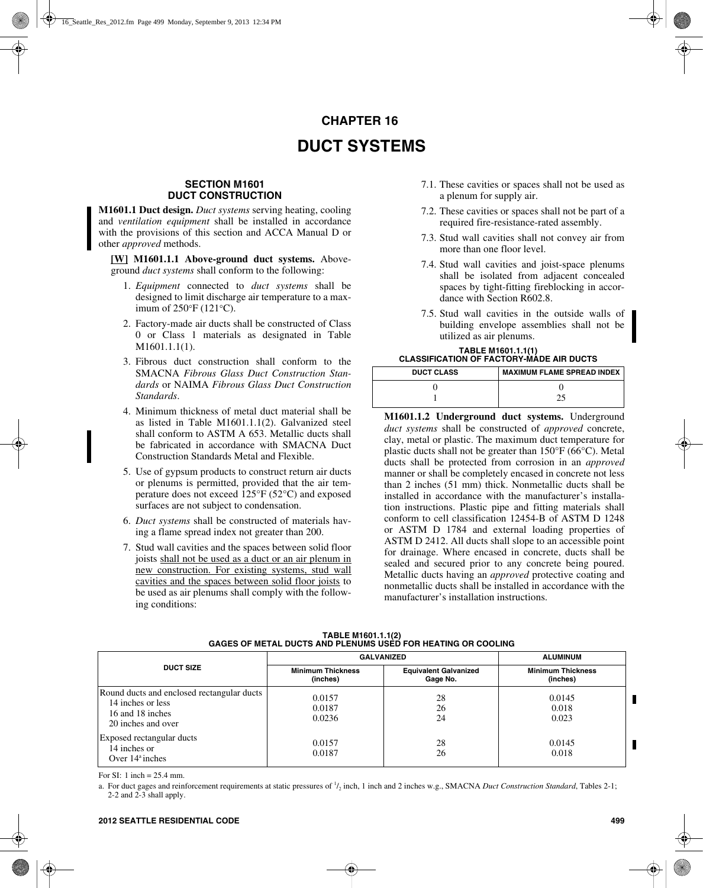# CHAPTER 16

# DUCT SYSTEMS

## SECTION M1601
## DUCT CONSTRUCTION

**M1601.1 Duct design.** *Duct systems* serving heating, cooling and *ventilation equipment* shall be installed in accordance with the provisions of this section and ACCA Manual D or other *approved* methods.

**[W] M1601.1.1 Above-ground duct systems.** Above-ground *duct systems* shall conform to the following:

1. *Equipment* connected to *duct systems* shall be designed to limit discharge air temperature to a maximum of 250°F (121°C).
2. Factory-made air ducts shall be constructed of Class 0 or Class 1 materials as designated in Table M1601.1.1(1).
3. Fibrous duct construction shall conform to the SMACNA *Fibrous Glass Duct Construction Standards* or NAIMA *Fibrous Glass Duct Construction Standards*.
4. Minimum thickness of metal duct material shall be as listed in Table M1601.1.1(2). Galvanized steel shall conform to ASTM A 653. Metallic ducts shall be fabricated in accordance with SMACNA Duct Construction Standards Metal and Flexible.
5. Use of gypsum products to construct return air ducts or plenums is permitted, provided that the air temperature does not exceed 125°F (52°C) and exposed surfaces are not subject to condensation.
6. *Duct systems* shall be constructed of materials having a flame spread index not greater than 200.
7. Stud wall cavities and the spaces between solid floor joists shall not be used as a duct or an air plenum in new construction. For existing systems, stud wall cavities and the spaces between solid floor joists to be used as air plenums shall comply with the following conditions:
   - 7.1. These cavities or spaces shall not be used as a plenum for supply air.
   - 7.2. These cavities or spaces shall not be part of a required fire-resistance-rated assembly.
   - 7.3. Stud wall cavities shall not convey air from more than one floor level.
   - 7.4. Stud wall cavities and joist-space plenums shall be isolated from adjacent concealed spaces by tight-fitting fireblocking in accordance with Section R602.8.
   - 7.5. Stud wall cavities in the outside walls of building envelope assemblies shall not be utilized as air plenums.

**TABLE M1601.1.1(1)**
**CLASSIFICATION OF FACTORY-MADE AIR DUCTS**

| DUCT CLASS | MAXIMUM FLAME SPREAD INDEX |
|---|---|
| 0 | 0 |
| 1 | 25 |

**M1601.1.2 Underground duct systems.** Underground *duct systems* shall be constructed of *approved* concrete, clay, metal or plastic. The maximum duct temperature for plastic ducts shall not be greater than 150°F (66°C). Metal ducts shall be protected from corrosion in an *approved* manner or shall be completely encased in concrete not less than 2 inches (51 mm) thick. Nonmetallic ducts shall be installed in accordance with the manufacturer's installation instructions. Plastic pipe and fitting materials shall conform to cell classification 12454-B of ASTM D 1248 or ASTM D 1784 and external loading properties of ASTM D 2412. All ducts shall slope to an accessible point for drainage. Where encased in concrete, ducts shall be sealed and secured prior to any concrete being poured. Metallic ducts having an *approved* protective coating and nonmetallic ducts shall be installed in accordance with the manufacturer's installation instructions.

**TABLE M1601.1.1(2)**
**GAGES OF METAL DUCTS AND PLENUMS USED FOR HEATING OR COOLING**

| DUCT SIZE | GALVANIZED | | ALUMINUM |
|---|---|---|---|
| | Minimum Thickness (inches) | Equivalent Galvanized Gage No. | Minimum Thickness (inches) |
| Round ducts and enclosed rectangular ducts | | | |
| 14 inches or less | 0.0157 | 28 | 0.0145 |
| 16 and 18 inches | 0.0187 | 26 | 0.018 |
| 20 inches and over | 0.0236 | 24 | 0.023 |
| Exposed rectangular ducts | | | |
| 14 inches or | 0.0157 | 28 | 0.0145 |
| Over 14[a] inches | 0.0187 | 26 | 0.018 |

For SI: 1 inch = 25.4 mm.

a. For duct gages and reinforcement requirements at static pressures of 1/2 inch, 1 inch and 2 inches w.g., SMACNA *Duct Construction Standard*, Tables 2-1; 2-2 and 2-3 shall apply.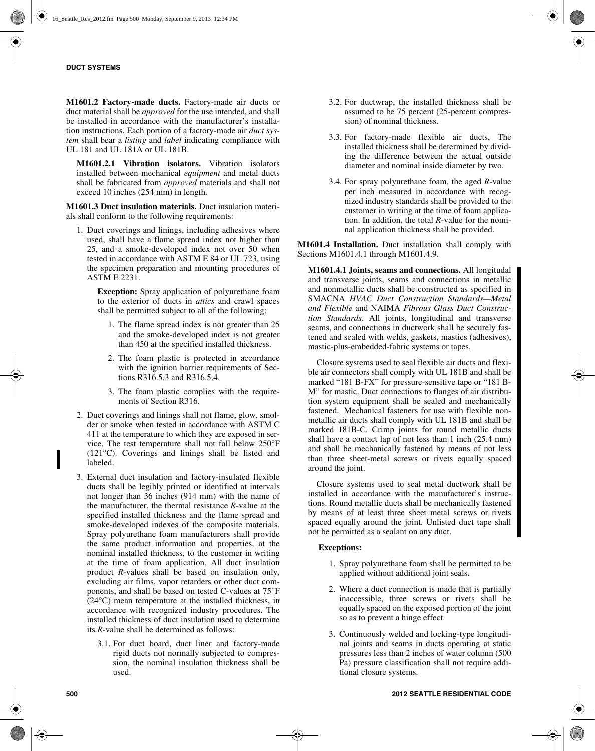**M1601.2 Factory-made ducts.** Factory-made air ducts or duct material shall be *approved* for the use intended, and shall be installed in accordance with the manufacturer's installation instructions. Each portion of a factory-made air *duct system* shall bear a *listing* and *label* indicating compliance with UL 181 and UL 181A or UL 181B.

**M1601.2.1 Vibration isolators.** Vibration isolators installed between mechanical *equipment* and metal ducts shall be fabricated from *approved* materials and shall not exceed 10 inches (254 mm) in length.

**M1601.3 Duct insulation materials.** Duct insulation materials shall conform to the following requirements:

1. Duct coverings and linings, including adhesives where used, shall have a flame spread index not higher than 25, and a smoke-developed index not over 50 when tested in accordance with ASTM E 84 or UL 723, using the specimen preparation and mounting procedures of ASTM E 2231.

   **Exception:** Spray application of polyurethane foam to the exterior of ducts in *attics* and crawl spaces shall be permitted subject to all of the following:

   1. The flame spread index is not greater than 25 and the smoke-developed index is not greater than 450 at the specified installed thickness.
   2. The foam plastic is protected in accordance with the ignition barrier requirements of Sections R316.5.3 and R316.5.4.
   3. The foam plastic complies with the requirements of Section R316.

2. Duct coverings and linings shall not flame, glow, smolder or smoke when tested in accordance with ASTM C 411 at the temperature to which they are exposed in service. The test temperature shall not fall below 250°F (121°C). Coverings and linings shall be listed and labeled.

3. External duct insulation and factory-insulated flexible ducts shall be legibly printed or identified at intervals not longer than 36 inches (914 mm) with the name of the manufacturer, the thermal resistance *R*-value at the specified installed thickness and the flame spread and smoke-developed indexes of the composite materials. Spray polyurethane foam manufacturers shall provide the same product information and properties, at the nominal installed thickness, to the customer in writing at the time of foam application. All duct insulation product *R*-values shall be based on insulation only, excluding air films, vapor retarders or other duct components, and shall be based on tested C-values at 75°F (24°C) mean temperature at the installed thickness, in accordance with recognized industry procedures. The installed thickness of duct insulation used to determine its *R*-value shall be determined as follows:

   3.1. For duct board, duct liner and factory-made rigid ducts not normally subjected to compression, the nominal insulation thickness shall be used.

   3.2. For ductwrap, the installed thickness shall be assumed to be 75 percent (25-percent compression) of nominal thickness.

   3.3. For factory-made flexible air ducts, The installed thickness shall be determined by dividing the difference between the actual outside diameter and nominal inside diameter by two.

   3.4. For spray polyurethane foam, the aged *R*-value per inch measured in accordance with recognized industry standards shall be provided to the customer in writing at the time of foam application. In addition, the total *R*-value for the nominal application thickness shall be provided.

**M1601.4 Installation.** Duct installation shall comply with Sections M1601.4.1 through M1601.4.9.

**M1601.4.1 Joints, seams and connections.** All longitudal and transverse joints, seams and connections in metallic and nonmetallic ducts shall be constructed as specified in SMACNA *HVAC Duct Construction Standards—Metal and Flexible* and NAIMA *Fibrous Glass Duct Construction Standards*. All joints, longitudinal and transverse seams, and connections in ductwork shall be securely fastened and sealed with welds, gaskets, mastics (adhesives), mastic-plus-embedded-fabric systems or tapes.

Closure systems used to seal flexible air ducts and flexible air connectors shall comply with UL 181B and shall be marked "181 B-FX" for pressure-sensitive tape or "181 B-M" for mastic. Duct connections to flanges of air distribution system equipment shall be sealed and mechanically fastened. Mechanical fasteners for use with flexible nonmetallic air ducts shall comply with UL 181B and shall be marked 181B-C. Crimp joints for round metallic ducts shall have a contact lap of not less than 1 inch (25.4 mm) and shall be mechanically fastened by means of not less than three sheet-metal screws or rivets equally spaced around the joint.

Closure systems used to seal metal ductwork shall be installed in accordance with the manufacturer's instructions. Round metallic ducts shall be mechanically fastened by means of at least three sheet metal screws or rivets spaced equally around the joint. Unlisted duct tape shall not be permitted as a sealant on any duct.

**Exceptions:**

1. Spray polyurethane foam shall be permitted to be applied without additional joint seals.
2. Where a duct connection is made that is partially inaccessible, three screws or rivets shall be equally spaced on the exposed portion of the joint so as to prevent a hinge effect.
3. Continuously welded and locking-type longitudinal joints and seams in ducts operating at static pressures less than 2 inches of water column (500 Pa) pressure classification shall not require additional closure systems.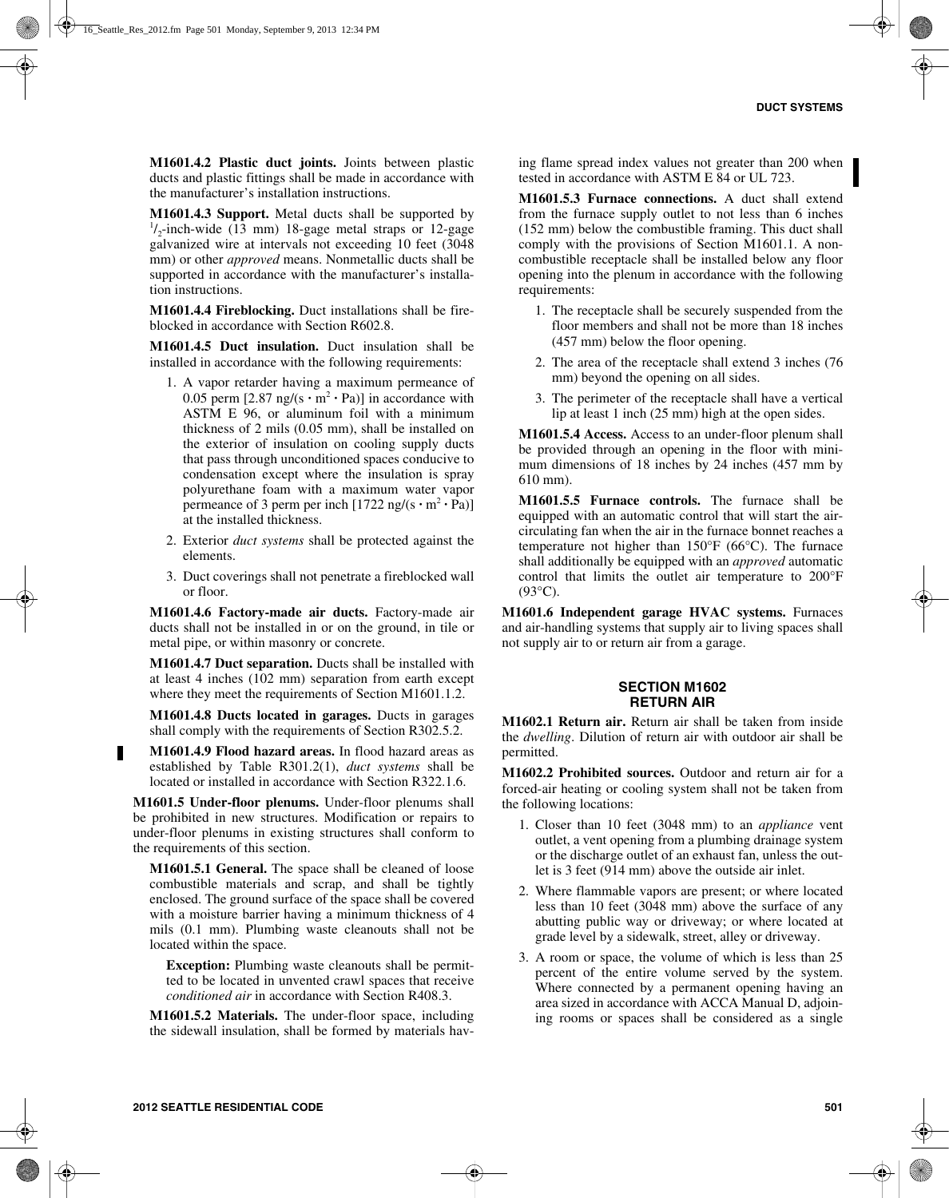**M1601.4.2 Plastic duct joints.** Joints between plastic ducts and plastic fittings shall be made in accordance with the manufacturer's installation instructions.

**M1601.4.3 Support.** Metal ducts shall be supported by $^1/_2$-inch-wide (13 mm) 18-gage metal straps or 12-gage galvanized wire at intervals not exceeding 10 feet (3048 mm) or other *approved* means. Nonmetallic ducts shall be supported in accordance with the manufacturer's installation instructions.

**M1601.4.4 Fireblocking.** Duct installations shall be fireblocked in accordance with Section R602.8.

**M1601.4.5 Duct insulation.** Duct insulation shall be installed in accordance with the following requirements:

1. A vapor retarder having a maximum permeance of 0.05 perm [2.87 ng/(s · $m^2$ · Pa)] in accordance with ASTM E 96, or aluminum foil with a minimum thickness of 2 mils (0.05 mm), shall be installed on the exterior of insulation on cooling supply ducts that pass through unconditioned spaces conducive to condensation except where the insulation is spray polyurethane foam with a maximum water vapor permeance of 3 perm per inch [1722 ng/(s · $m^2$ · Pa)] at the installed thickness.
2. Exterior *duct systems* shall be protected against the elements.
3. Duct coverings shall not penetrate a fireblocked wall or floor.

**M1601.4.6 Factory-made air ducts.** Factory-made air ducts shall not be installed in or on the ground, in tile or metal pipe, or within masonry or concrete.

**M1601.4.7 Duct separation.** Ducts shall be installed with at least 4 inches (102 mm) separation from earth except where they meet the requirements of Section M1601.1.2.

**M1601.4.8 Ducts located in garages.** Ducts in garages shall comply with the requirements of Section R302.5.2.

**M1601.4.9 Flood hazard areas.** In flood hazard areas as established by Table R301.2(1), *duct systems* shall be located or installed in accordance with Section R322.1.6.

**M1601.5 Under-floor plenums.** Under-floor plenums shall be prohibited in new structures. Modification or repairs to under-floor plenums in existing structures shall conform to the requirements of this section.

**M1601.5.1 General.** The space shall be cleaned of loose combustible materials and scrap, and shall be tightly enclosed. The ground surface of the space shall be covered with a moisture barrier having a minimum thickness of 4 mils (0.1 mm). Plumbing waste cleanouts shall not be located within the space.

**Exception:** Plumbing waste cleanouts shall be permitted to be located in unvented crawl spaces that receive *conditioned air* in accordance with Section R408.3.

**M1601.5.2 Materials.** The under-floor space, including the sidewall insulation, shall be formed by materials having flame spread index values not greater than 200 when tested in accordance with ASTM E 84 or UL 723.

**M1601.5.3 Furnace connections.** A duct shall extend from the furnace supply outlet to not less than 6 inches (152 mm) below the combustible framing. This duct shall comply with the provisions of Section M1601.1. A noncombustible receptacle shall be installed below any floor opening into the plenum in accordance with the following requirements:

1. The receptacle shall be securely suspended from the floor members and shall not be more than 18 inches (457 mm) below the floor opening.
2. The area of the receptacle shall extend 3 inches (76 mm) beyond the opening on all sides.
3. The perimeter of the receptacle shall have a vertical lip at least 1 inch (25 mm) high at the open sides.

**M1601.5.4 Access.** Access to an under-floor plenum shall be provided through an opening in the floor with minimum dimensions of 18 inches by 24 inches (457 mm by 610 mm).

**M1601.5.5 Furnace controls.** The furnace shall be equipped with an automatic control that will start the air-circulating fan when the air in the furnace bonnet reaches a temperature not higher than 150°F (66°C). The furnace shall additionally be equipped with an *approved* automatic control that limits the outlet air temperature to 200°F (93°C).

**M1601.6 Independent garage HVAC systems.** Furnaces and air-handling systems that supply air to living spaces shall not supply air to or return air from a garage.

## SECTION M1602 RETURN AIR

**M1602.1 Return air.** Return air shall be taken from inside the *dwelling*. Dilution of return air with outdoor air shall be permitted.

**M1602.2 Prohibited sources.** Outdoor and return air for a forced-air heating or cooling system shall not be taken from the following locations:

1. Closer than 10 feet (3048 mm) to an *appliance* vent outlet, a vent opening from a plumbing drainage system or the discharge outlet of an exhaust fan, unless the outlet is 3 feet (914 mm) above the outside air inlet.
2. Where flammable vapors are present; or where located less than 10 feet (3048 mm) above the surface of any abutting public way or driveway; or where located at grade level by a sidewalk, street, alley or driveway.
3. A room or space, the volume of which is less than 25 percent of the entire volume served by the system. Where connected by a permanent opening having an area sized in accordance with ACCA Manual D, adjoining rooms or spaces shall be considered as a single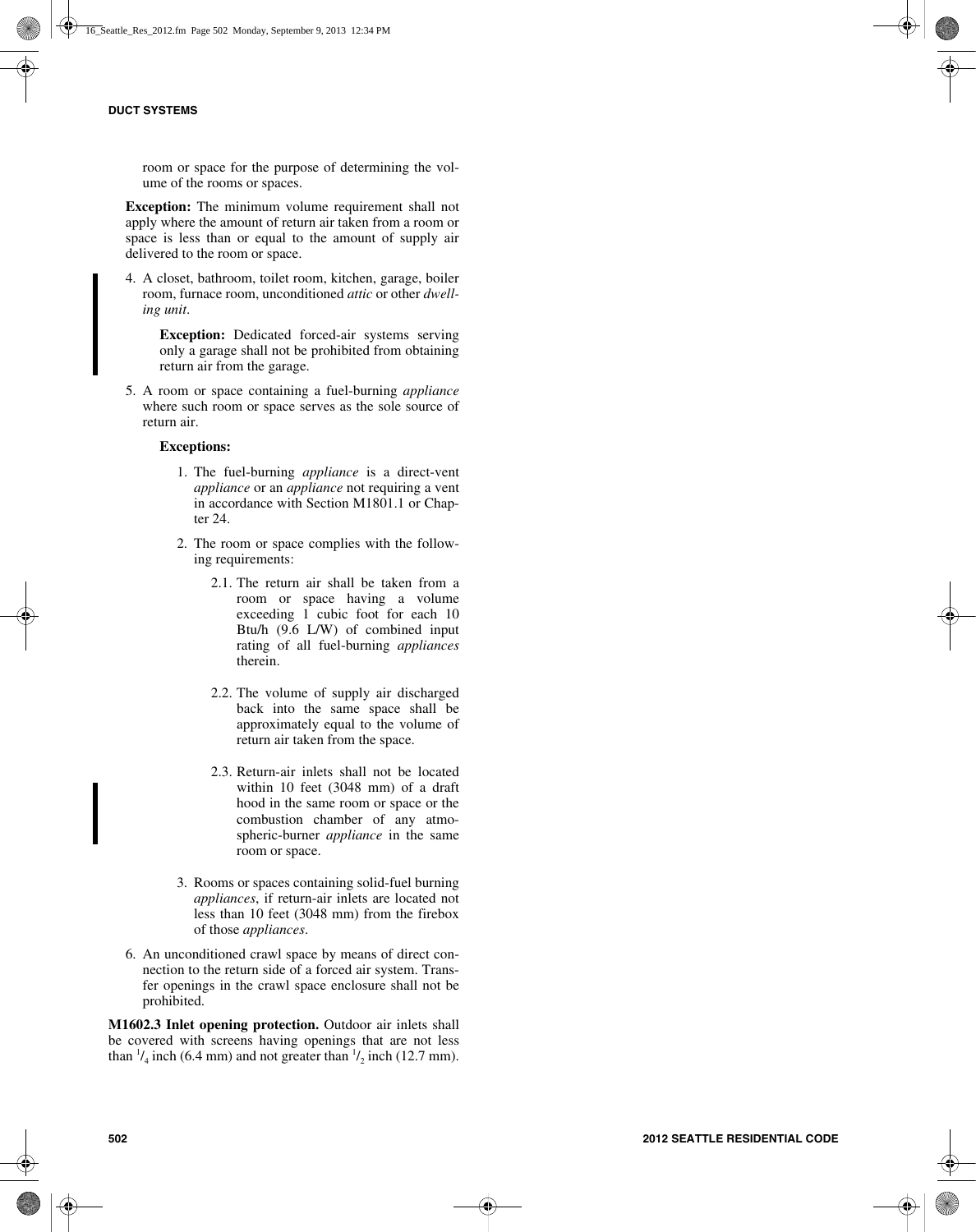room or space for the purpose of determining the volume of the rooms or spaces.

**Exception:** The minimum volume requirement shall not apply where the amount of return air taken from a room or space is less than or equal to the amount of supply air delivered to the room or space.

4. A closet, bathroom, toilet room, kitchen, garage, boiler room, furnace room, unconditioned *attic* or other *dwelling unit*.

   **Exception:** Dedicated forced-air systems serving only a garage shall not be prohibited from obtaining return air from the garage.

5. A room or space containing a fuel-burning *appliance* where such room or space serves as the sole source of return air.

   **Exceptions:**

   1. The fuel-burning *appliance* is a direct-vent *appliance* or an *appliance* not requiring a vent in accordance with Section M1801.1 or Chapter 24.
   2. The room or space complies with the following requirements:
      - 2.1. The return air shall be taken from a room or space having a volume exceeding 1 cubic foot for each 10 Btu/h (9.6 L/W) of combined input rating of all fuel-burning *appliances* therein.
      - 2.2. The volume of supply air discharged back into the same space shall be approximately equal to the volume of return air taken from the space.
      - 2.3. Return-air inlets shall not be located within 10 feet (3048 mm) of a draft hood in the same room or space or the combustion chamber of any atmospheric-burner *appliance* in the same room or space.
   3. Rooms or spaces containing solid-fuel burning *appliances*, if return-air inlets are located not less than 10 feet (3048 mm) from the firebox of those *appliances*.

6. An unconditioned crawl space by means of direct connection to the return side of a forced air system. Transfer openings in the crawl space enclosure shall not be prohibited.

**M1602.3 Inlet opening protection.** Outdoor air inlets shall be covered with screens having openings that are not less than $^1/_4$ inch (6.4 mm) and not greater than $^1/_2$ inch (12.7 mm).